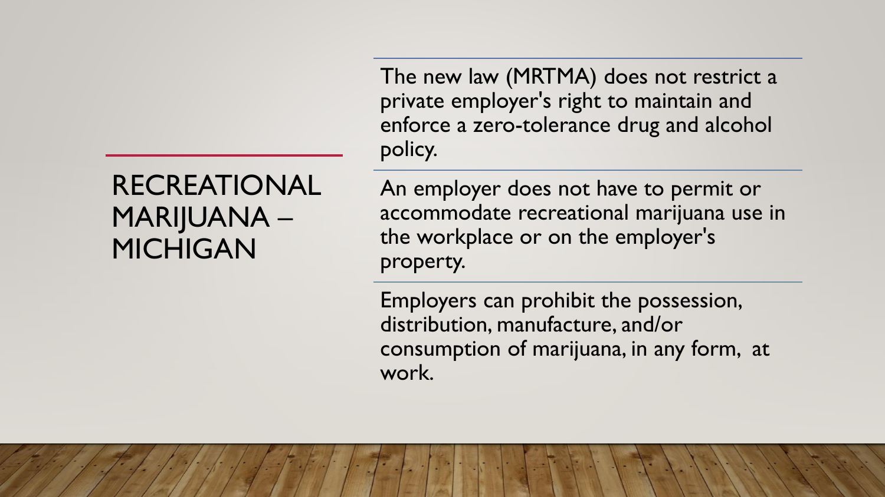# RECREATIONAL MARIJUANA – MICHIGAN

The new law (MRTMA) does not restrict a private employer's right to maintain and enforce a zero-tolerance drug and alcohol policy.

An employer does not have to permit or accommodate recreational marijuana use in the workplace or on the employer's property.

Employers can prohibit the possession, distribution, manufacture, and/or consumption of marijuana, in any form, at work.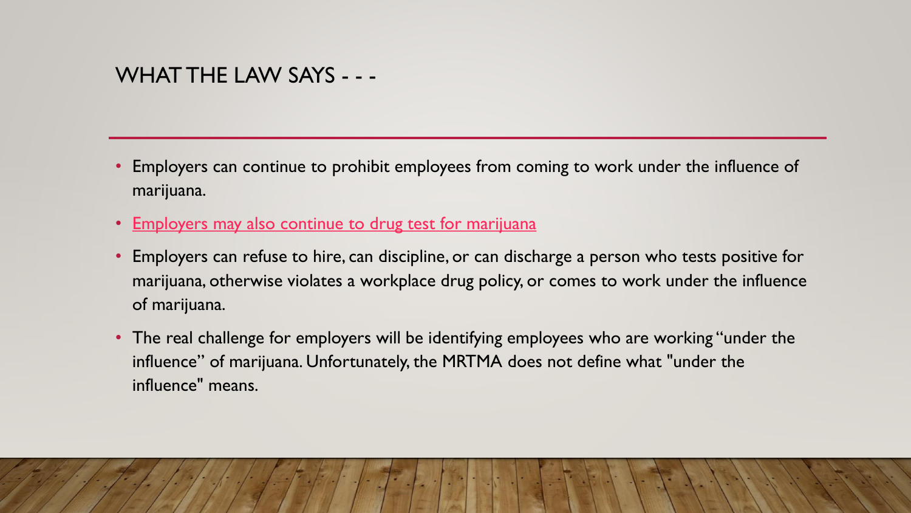## WHAT THE LAW SAYS - - -

- Employers can continue to prohibit employees from coming to work under the influence of marijuana.
- Employers may also continue to drug test for marijuana
- Employers can refuse to hire, can discipline, or can discharge a person who tests positive for marijuana, otherwise violates a workplace drug policy, or comes to work under the influence of marijuana.
- The real challenge for employers will be identifying employees who are working "under the influence" of marijuana. Unfortunately, the MRTMA does not define what "under the influence" means.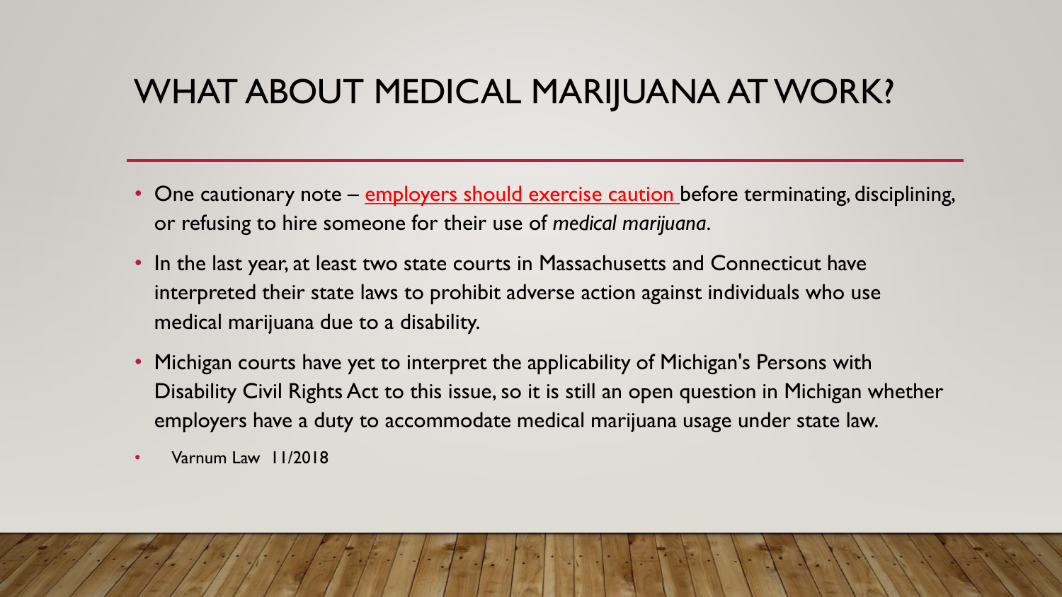# WHAT ABOUT MEDICAL MARIJUANA AT WORK?

- One cautionary note – employers should exercise caution before terminating, disciplining, or refusing to hire someone for their use of *medical marijuana*.
- In the last year, at least two state courts in Massachusetts and Connecticut have interpreted their state laws to prohibit adverse action against individuals who use medical marijuana due to a disability.
- Michigan courts have yet to interpret the applicability of Michigan's Persons with Disability Civil Rights Act to this issue, so it is still an open question in Michigan whether employers have a duty to accommodate medical marijuana usage under state law.
- Varnum Law 11/2018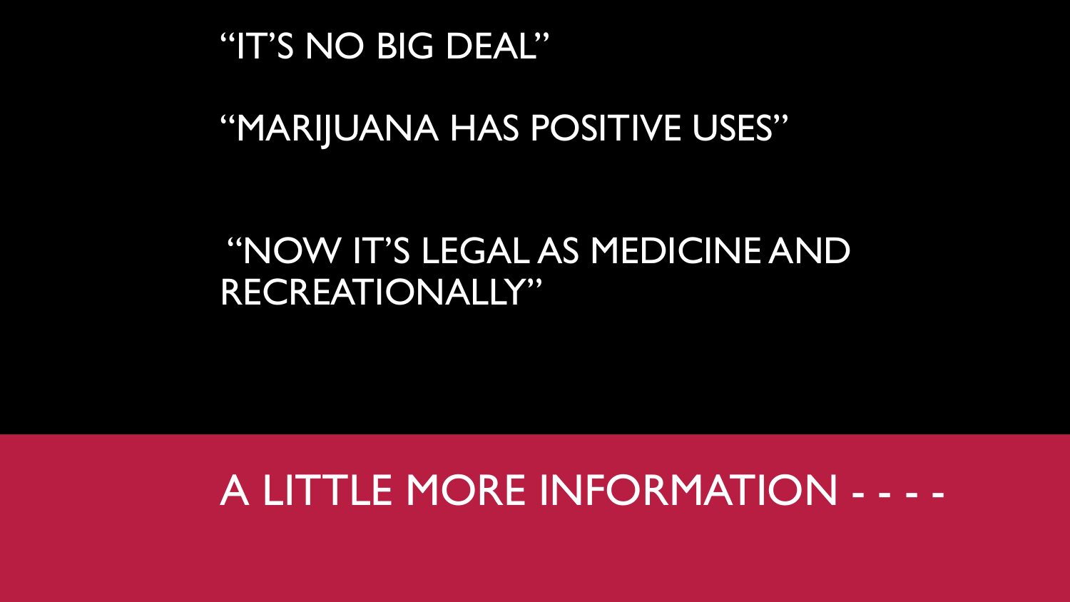"IT'S NO BIG DEAL"

"MARIJUANA HAS POSITIVE USES"

"NOW IT'S LEGAL AS MEDICINE AND RECREATIONALLY"

# A LITTLE MORE INFORMATION - - - -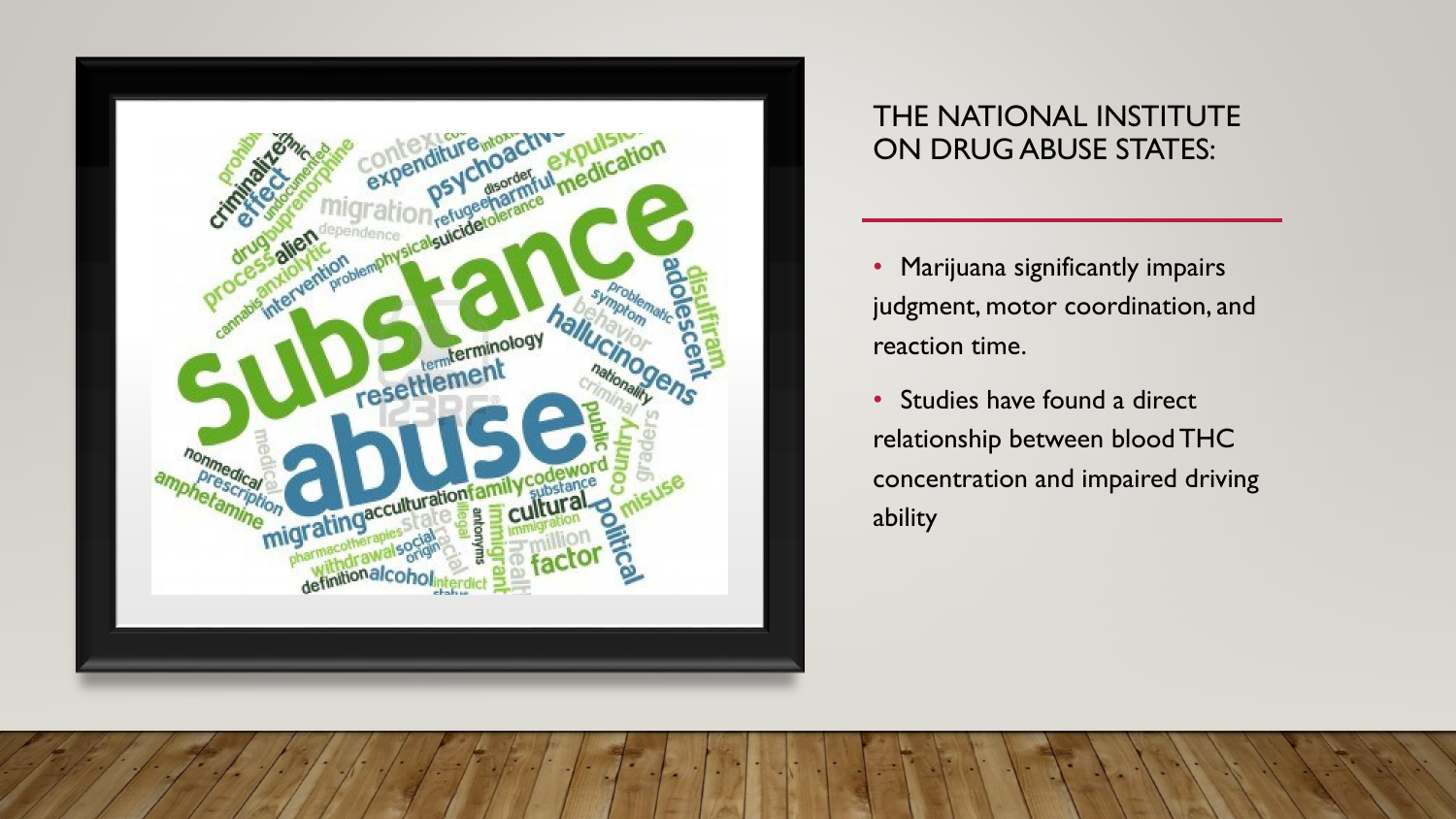## THE NATIONAL INSTITUTE ON DRUG ABUSE STATES:

- Marijuana significantly impairs judgment, motor coordination, and reaction time.
- Studies have found a direct relationship between blood THC concentration and impaired driving ability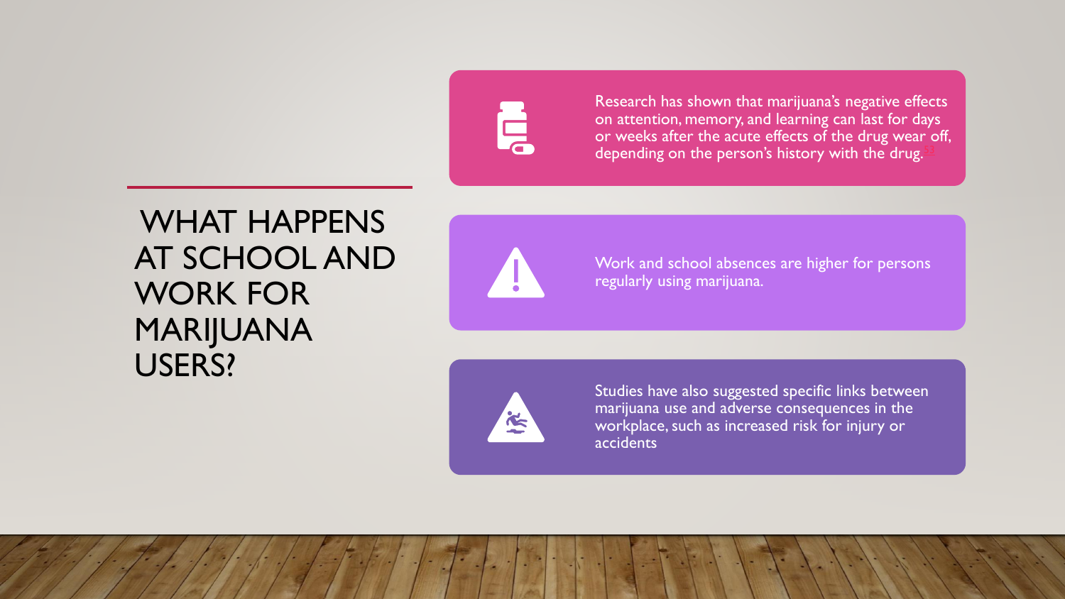# WHAT HAPPENS AT SCHOOL AND WORK FOR MARIJUANA USERS?

- Research has shown that marijuana's negative effects on attention, memory, and learning can last for days or weeks after the acute effects of the drug wear off, depending on the person's history with the drug.[53]
- Work and school absences are higher for persons regularly using marijuana.
- Studies have also suggested specific links between marijuana use and adverse consequences in the workplace, such as increased risk for injury or accidents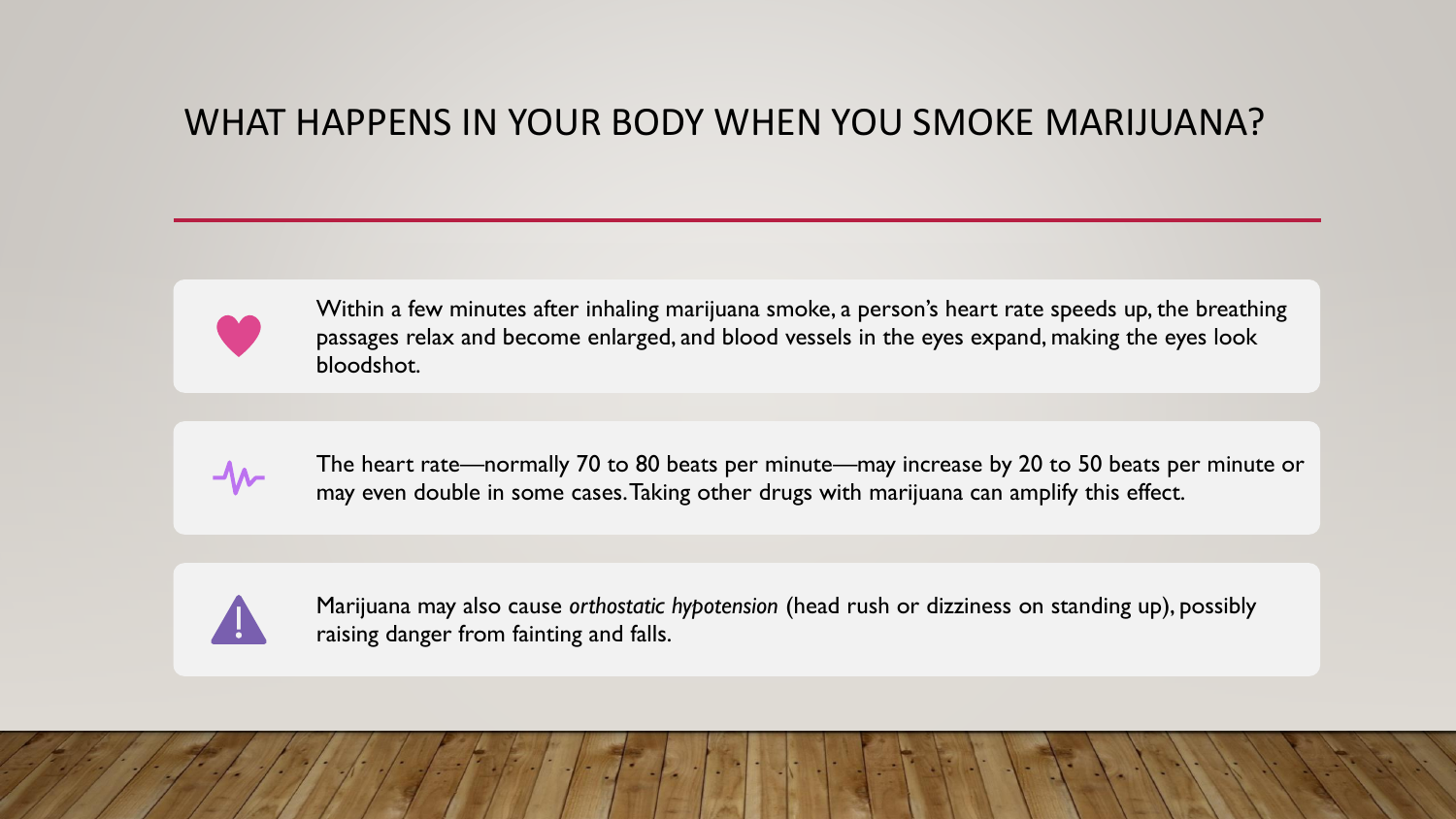# WHAT HAPPENS IN YOUR BODY WHEN YOU SMOKE MARIJUANA?

- Within a few minutes after inhaling marijuana smoke, a person's heart rate speeds up, the breathing passages relax and become enlarged, and blood vessels in the eyes expand, making the eyes look bloodshot.
- The heart rate—normally 70 to 80 beats per minute—may increase by 20 to 50 beats per minute or may even double in some cases. Taking other drugs with marijuana can amplify this effect.
- Marijuana may also cause *orthostatic hypotension* (head rush or dizziness on standing up), possibly raising danger from fainting and falls.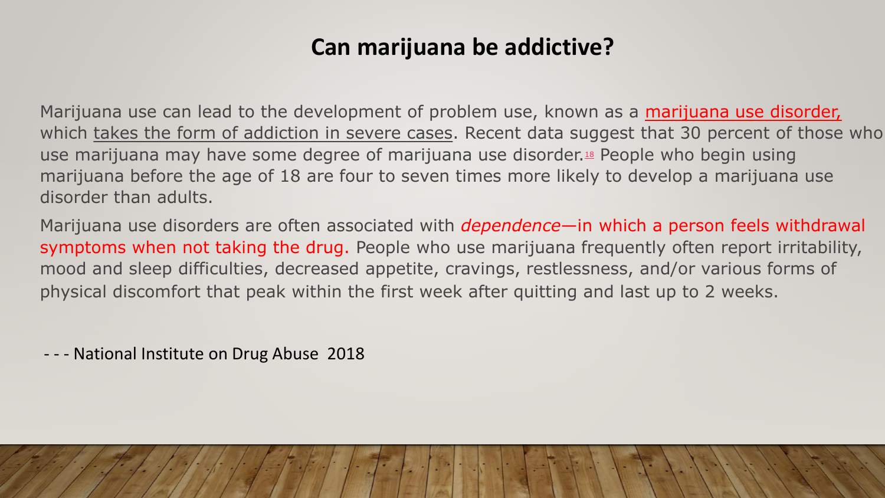# Can marijuana be addictive?

Marijuana use can lead to the development of problem use, known as a marijuana use disorder, which takes the form of addiction in severe cases. Recent data suggest that 30 percent of those who use marijuana may have some degree of marijuana use disorder.[18] People who begin using marijuana before the age of 18 are four to seven times more likely to develop a marijuana use disorder than adults.

Marijuana use disorders are often associated with *dependence*—in which a person feels withdrawal symptoms when not taking the drug. People who use marijuana frequently often report irritability, mood and sleep difficulties, decreased appetite, cravings, restlessness, and/or various forms of physical discomfort that peak within the first week after quitting and last up to 2 weeks.

- - - National Institute on Drug Abuse 2018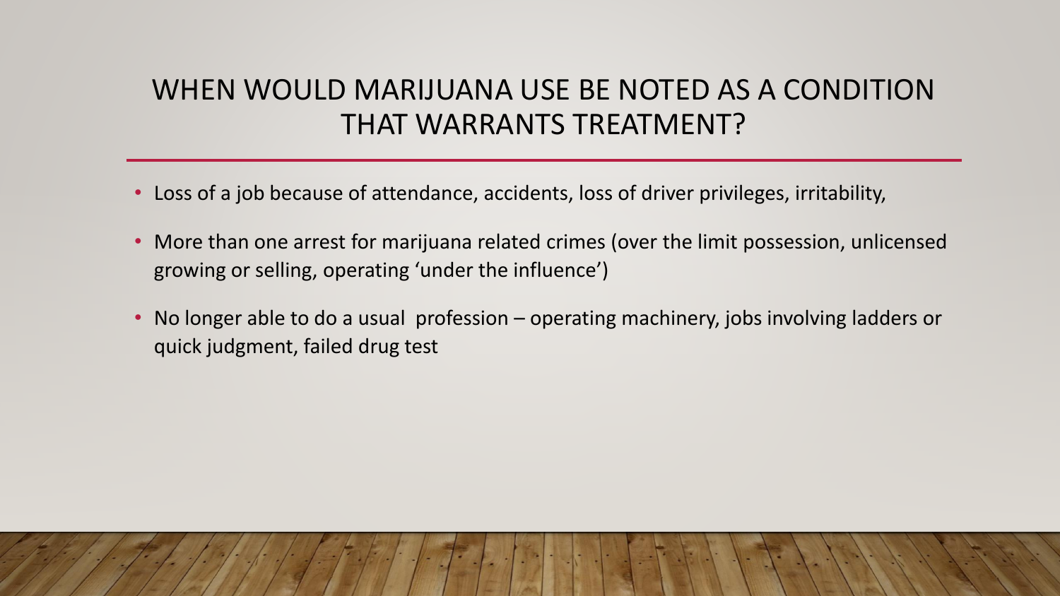# WHEN WOULD MARIJUANA USE BE NOTED AS A CONDITION THAT WARRANTS TREATMENT?

- Loss of a job because of attendance, accidents, loss of driver privileges, irritability,
- More than one arrest for marijuana related crimes (over the limit possession, unlicensed growing or selling, operating 'under the influence')
- No longer able to do a usual profession – operating machinery, jobs involving ladders or quick judgment, failed drug test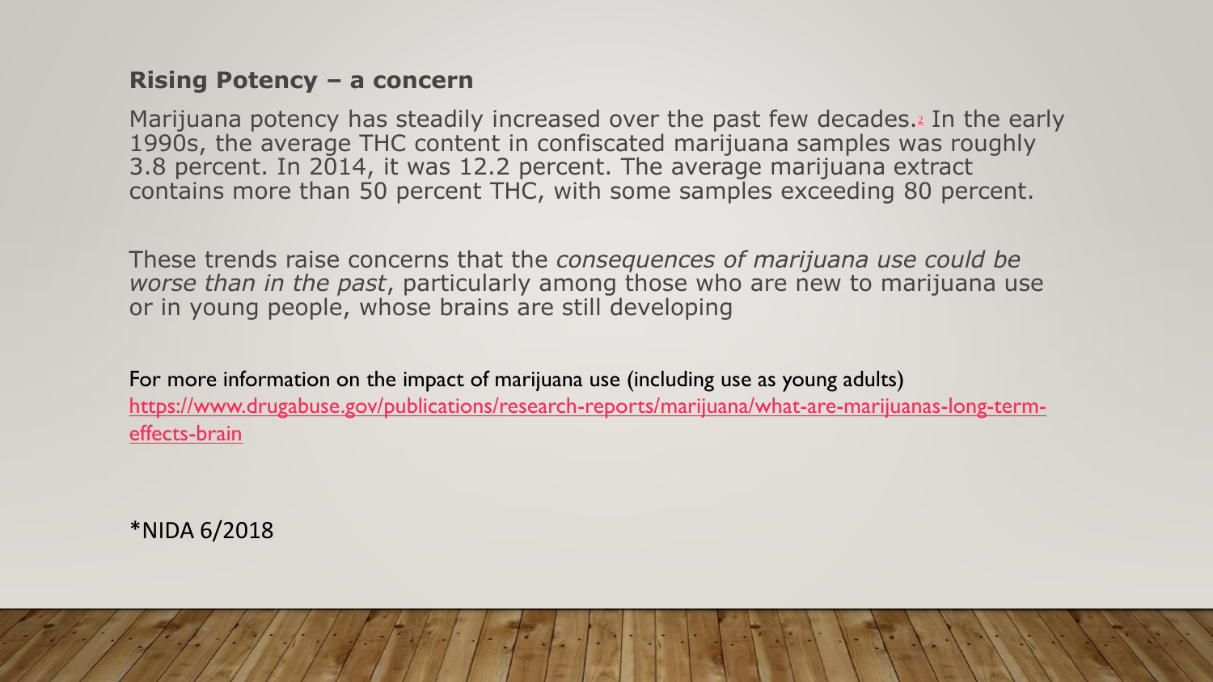## Rising Potency – a concern

Marijuana potency has steadily increased over the past few decades.[2] In the early 1990s, the average THC content in confiscated marijuana samples was roughly 3.8 percent. In 2014, it was 12.2 percent. The average marijuana extract contains more than 50 percent THC, with some samples exceeding 80 percent.

These trends raise concerns that the *consequences of marijuana use could be worse than in the past*, particularly among those who are new to marijuana use or in young people, whose brains are still developing

For more information on the impact of marijuana use (including use as young adults)
[https://www.drugabuse.gov/publications/research-reports/marijuana/what-are-marijuanas-long-term-effects-brain](https://www.drugabuse.gov/publications/research-reports/marijuana/what-are-marijuanas-long-term-effects-brain)

*NIDA 6/2018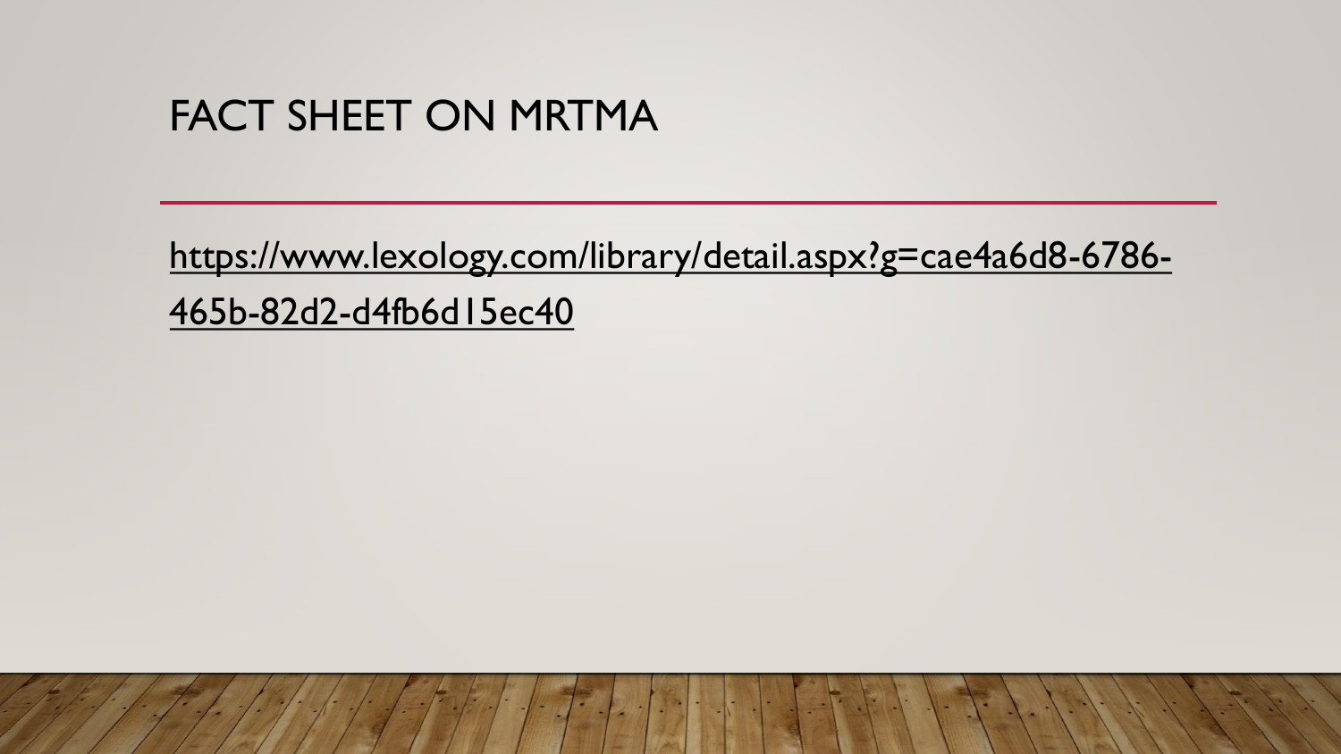# FACT SHEET ON MRTMA

https://www.lexology.com/library/detail.aspx?g=cae4a6d8-6786-465b-82d2-d4fb6d15ec40